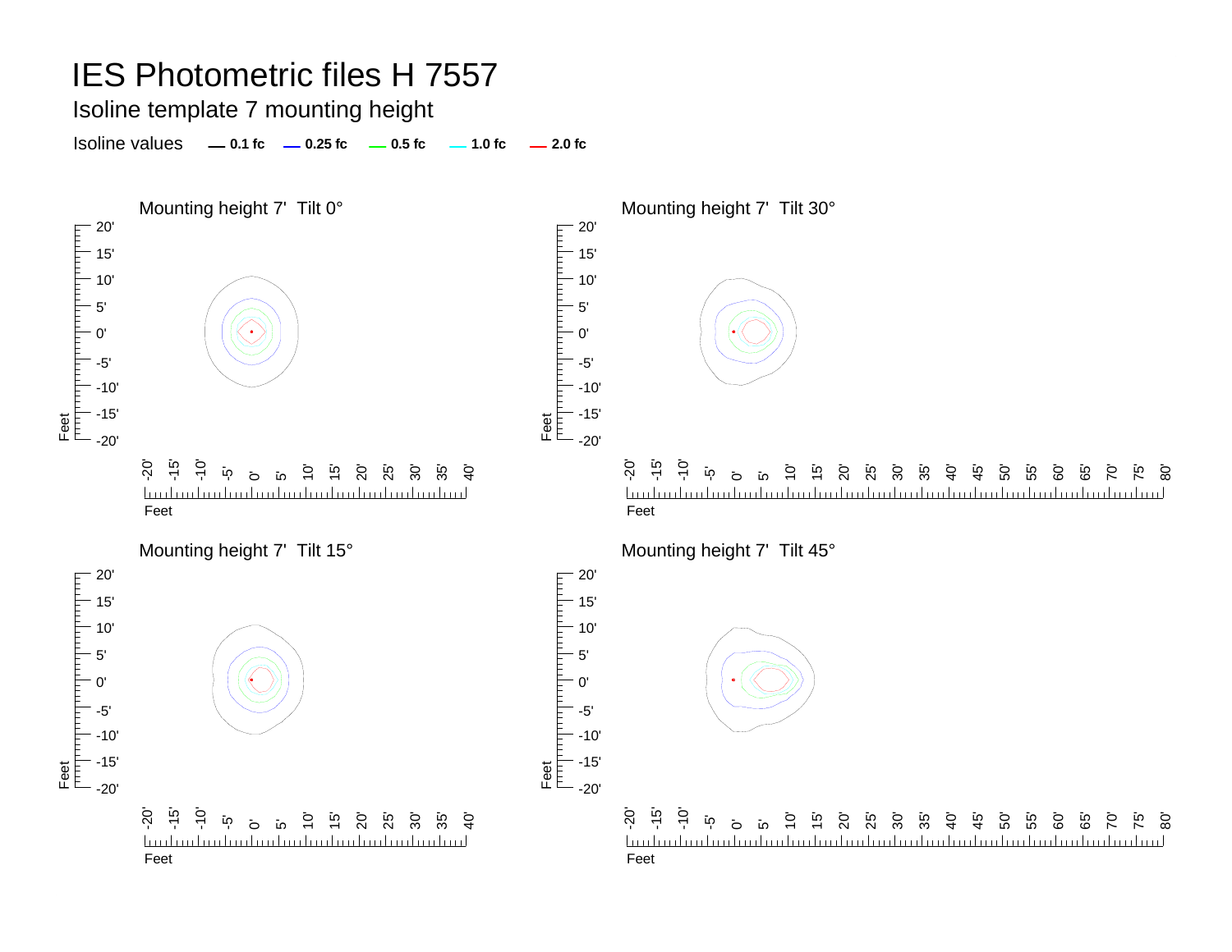# IES Photometric files H 7557

Isoline template 7 mounting height

Isoline values — 0.1 fc — 0.25 fc — 0.5 fc — 1.0 fc — 2.0 fc

Mounting height 7' Tilt 0°

Mounting height 7' Tilt 30°

Mounting height 7' Tilt 15°

Mounting height 7' Tilt 45°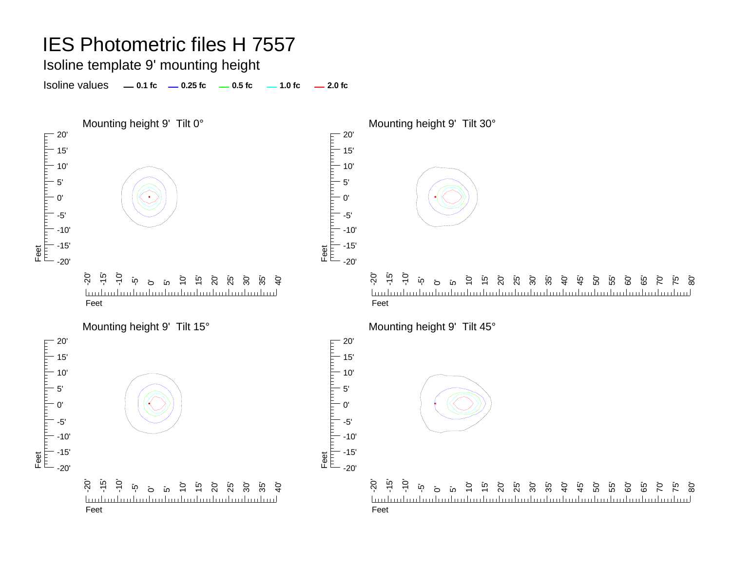# IES Photometric files H 7557

## Isoline template 9' mounting height

Isoline values — 0.1 fc — 0.25 fc — 0.5 fc — 1.0 fc — 2.0 fc

### Mounting height 9' Tilt 0°

### Mounting height 9' Tilt 30°

### Mounting height 9' Tilt 15°

### Mounting height 9' Tilt 45°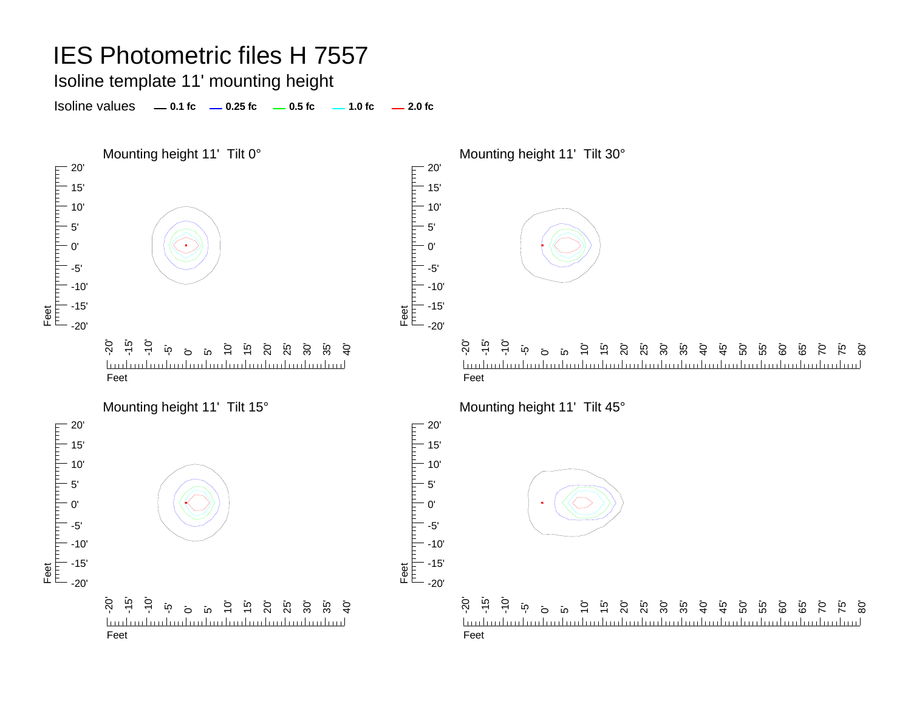# IES Photometric files H 7557

## Isoline template 11' mounting height

Isoline values — 0.1 fc — 0.25 fc — 0.5 fc — 1.0 fc — 2.0 fc

Mounting height 11' Tilt 0°

Mounting height 11' Tilt 30°

Mounting height 11' Tilt 15°

Mounting height 11' Tilt 45°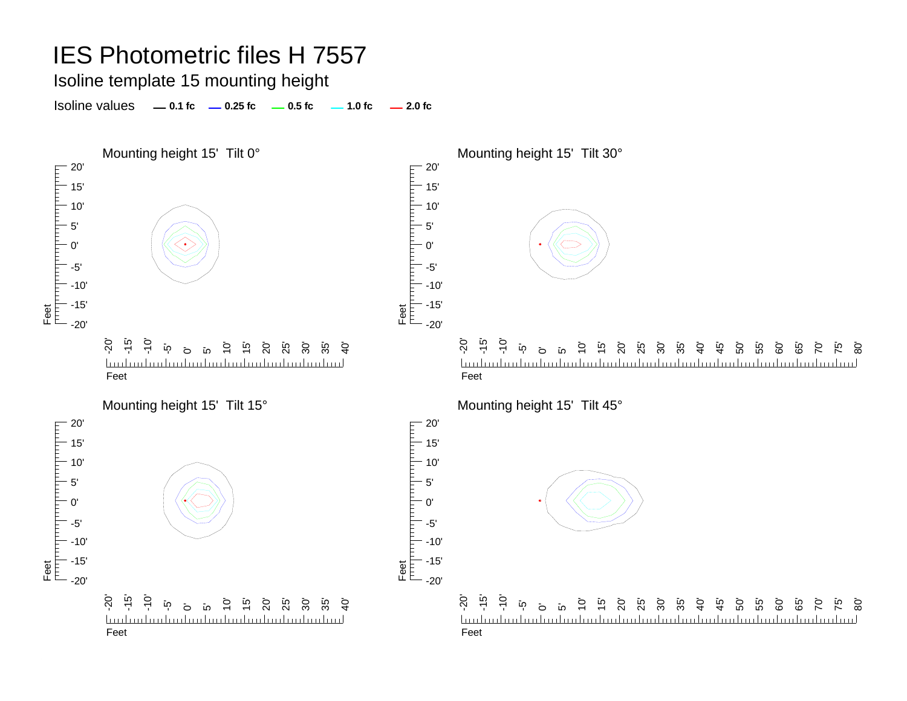# IES Photometric files H 7557

## Isoline template 15 mounting height

Isoline values — 0.1 fc — 0.25 fc — 0.5 fc — 1.0 fc — 2.0 fc

### Mounting height 15' Tilt 0°

### Mounting height 15' Tilt 30°

### Mounting height 15' Tilt 15°

### Mounting height 15' Tilt 45°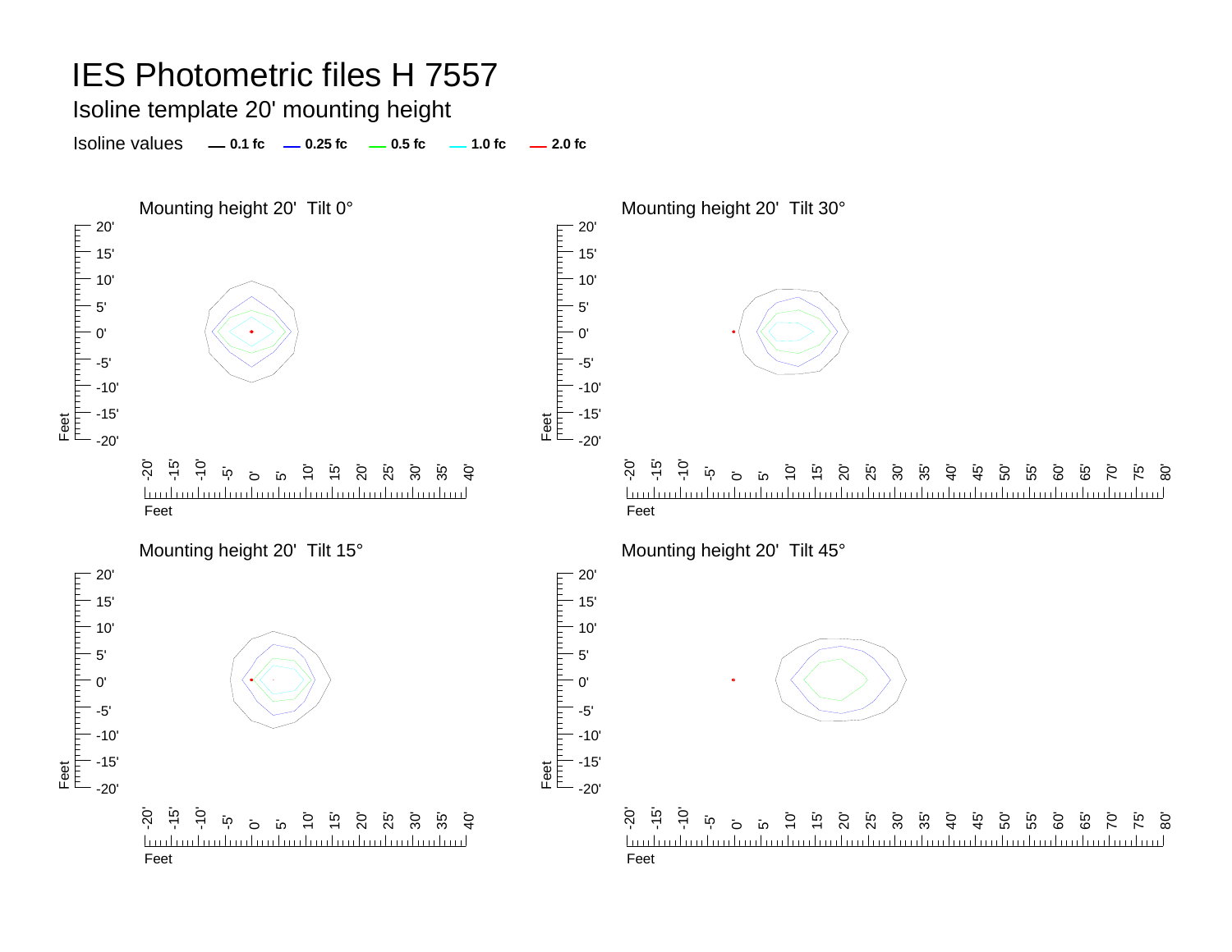# IES Photometric files H 7557

Isoline template 20' mounting height

Isoline values — 0.1 fc — 0.25 fc — 0.5 fc — 1.0 fc — 2.0 fc

Mounting height 20' Tilt 0°

Mounting height 20' Tilt 30°

Mounting height 20' Tilt 15°

Mounting height 20' Tilt 45°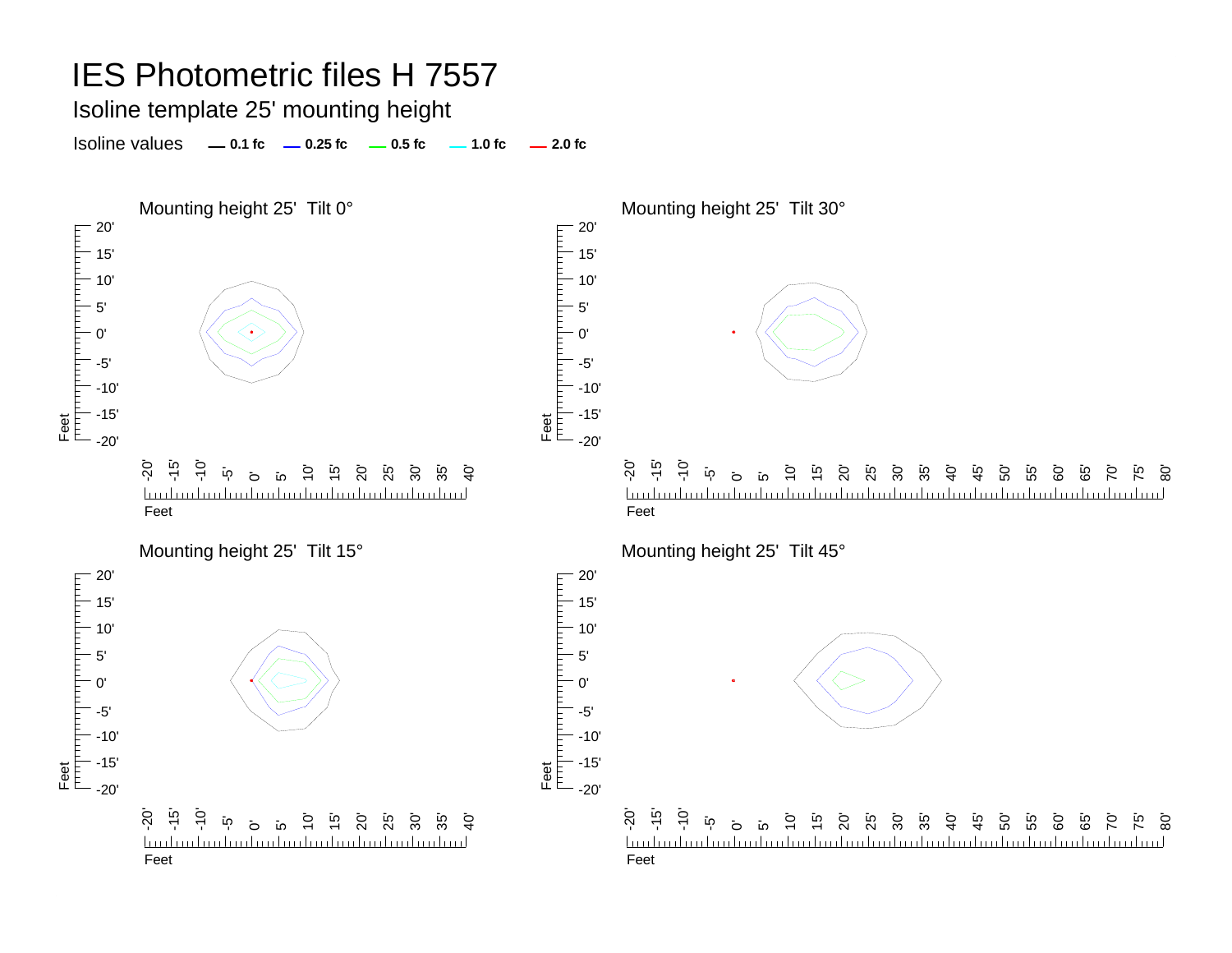# IES Photometric files H 7557

## Isoline template 25' mounting height

Isoline values — **0.1 fc** — **0.25 fc** — **0.5 fc** — **1.0 fc** — **2.0 fc**

### Mounting height 25' Tilt 0°

### Mounting height 25' Tilt 30°

### Mounting height 25' Tilt 15°

### Mounting height 25' Tilt 45°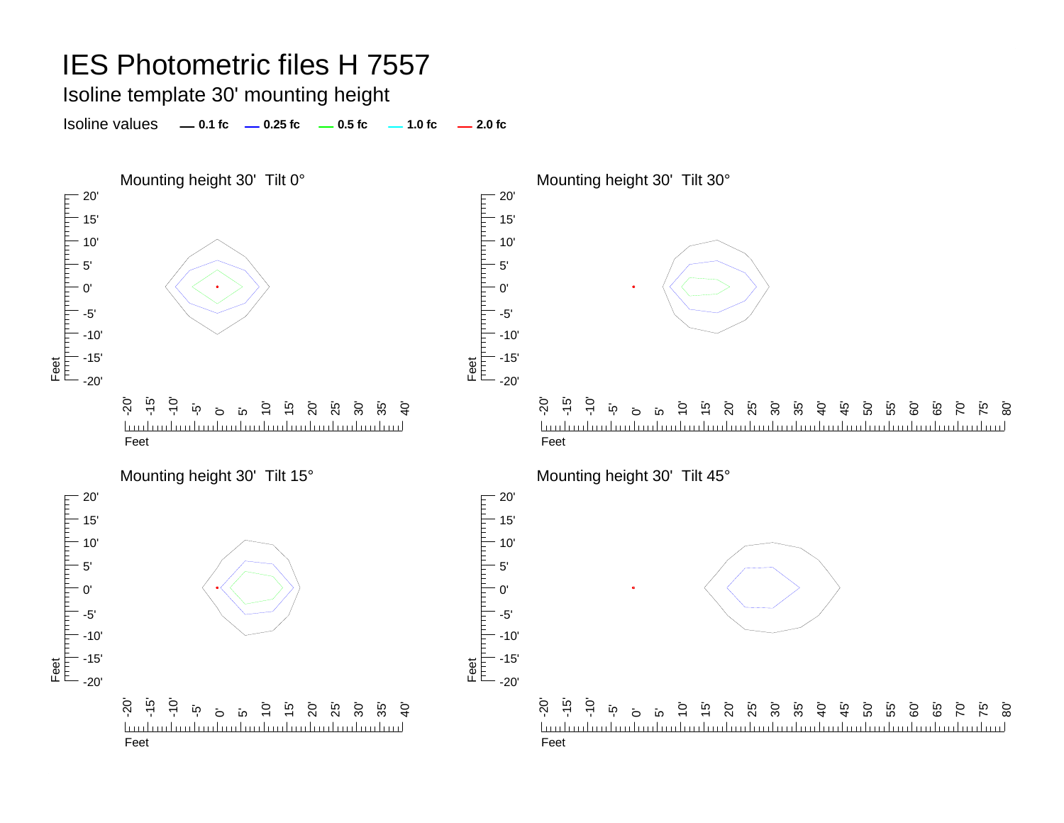# IES Photometric files H 7557

## Isoline template 30' mounting height

Isoline values — 0.1 fc — 0.25 fc — 0.5 fc — 1.0 fc — 2.0 fc

### Mounting height 30' Tilt 0°

20' 15' 10' 5' 0' -5' -10' -15' -20'

Feet

-20' -15' -10' -5' 0' 5' 10' 15' 20' 25' 30' 35' 40'

Feet

### Mounting height 30' Tilt 30°

20' 15' 10' 5' 0' -5' -10' -15' -20'

Feet

-20' -15' -10' -5' 0' 5' 10' 15' 20' 25' 30' 35' 40' 45' 50' 55' 60' 65' 70' 75' 80'

Feet

### Mounting height 30' Tilt 15°

20' 15' 10' 5' 0' -5' -10' -15' -20'

Feet

-20' -15' -10' -5' 0' 5' 10' 15' 20' 25' 30' 35' 40'

Feet

### Mounting height 30' Tilt 45°

20' 15' 10' 5' 0' -5' -10' -15' -20'

Feet

-20' -15' -10' -5' 0' 5' 10' 15' 20' 25' 30' 35' 40' 45' 50' 55' 60' 65' 70' 75' 80'

Feet